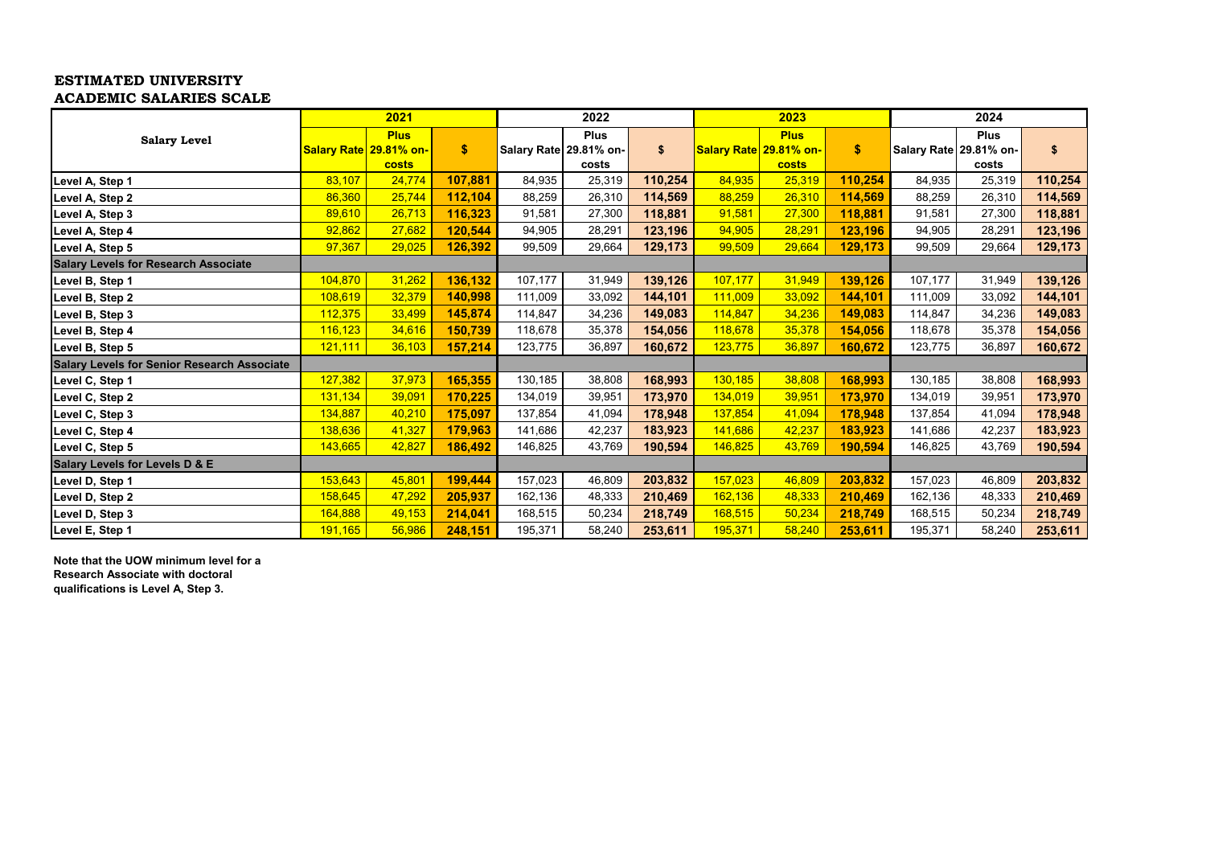**ESTIMATED UNIVERSITY**
**ACADEMIC SALARIES SCALE**

| Salary Level | 2021 | | | 2022 | | | 2023 | | | 2024 | | |
|---|---|---|---|---|---|---|---|---|---|---|---|---|
| | Salary Rate | Plus 29.81% on-costs | $ | Salary Rate | Plus 29.81% on-costs | $ | Salary Rate | Plus 29.81% on-costs | $ | Salary Rate | Plus 29.81% on-costs | $ |
| Level A, Step 1 | 83,107 | 24,774 | **107,881** | 84,935 | 25,319 | **110,254** | 84,935 | 25,319 | **110,254** | 84,935 | 25,319 | **110,254** |
| Level A, Step 2 | 86,360 | 25,744 | **112,104** | 88,259 | 26,310 | **114,569** | 88,259 | 26,310 | **114,569** | 88,259 | 26,310 | **114,569** |
| Level A, Step 3 | 89,610 | 26,713 | **116,323** | 91,581 | 27,300 | **118,881** | 91,581 | 27,300 | **118,881** | 91,581 | 27,300 | **118,881** |
| Level A, Step 4 | 92,862 | 27,682 | **120,544** | 94,905 | 28,291 | **123,196** | 94,905 | 28,291 | **123,196** | 94,905 | 28,291 | **123,196** |
| Level A, Step 5 | 97,367 | 29,025 | **126,392** | 99,509 | 29,664 | **129,173** | 99,509 | 29,664 | **129,173** | 99,509 | 29,664 | **129,173** |
| **Salary Levels for Research Associate** | | | | | | | | | | | | |
| Level B, Step 1 | 104,870 | 31,262 | **136,132** | 107,177 | 31,949 | **139,126** | 107,177 | 31,949 | **139,126** | 107,177 | 31,949 | **139,126** |
| Level B, Step 2 | 108,619 | 32,379 | **140,998** | 111,009 | 33,092 | **144,101** | 111,009 | 33,092 | **144,101** | 111,009 | 33,092 | **144,101** |
| Level B, Step 3 | 112,375 | 33,499 | **145,874** | 114,847 | 34,236 | **149,083** | 114,847 | 34,236 | **149,083** | 114,847 | 34,236 | **149,083** |
| Level B, Step 4 | 116,123 | 34,616 | **150,739** | 118,678 | 35,378 | **154,056** | 118,678 | 35,378 | **154,056** | 118,678 | 35,378 | **154,056** |
| Level B, Step 5 | 121,111 | 36,103 | **157,214** | 123,775 | 36,897 | **160,672** | 123,775 | 36,897 | **160,672** | 123,775 | 36,897 | **160,672** |
| **Salary Levels for Senior Research Associate** | | | | | | | | | | | | |
| Level C, Step 1 | 127,382 | 37,973 | **165,355** | 130,185 | 38,808 | **168,993** | 130,185 | 38,808 | **168,993** | 130,185 | 38,808 | **168,993** |
| Level C, Step 2 | 131,134 | 39,091 | **170,225** | 134,019 | 39,951 | **173,970** | 134,019 | 39,951 | **173,970** | 134,019 | 39,951 | **173,970** |
| Level C, Step 3 | 134,887 | 40,210 | **175,097** | 137,854 | 41,094 | **178,948** | 137,854 | 41,094 | **178,948** | 137,854 | 41,094 | **178,948** |
| Level C, Step 4 | 138,636 | 41,327 | **179,963** | 141,686 | 42,237 | **183,923** | 141,686 | 42,237 | **183,923** | 141,686 | 42,237 | **183,923** |
| Level C, Step 5 | 143,665 | 42,827 | **186,492** | 146,825 | 43,769 | **190,594** | 146,825 | 43,769 | **190,594** | 146,825 | 43,769 | **190,594** |
| **Salary Levels for Levels D & E** | | | | | | | | | | | | |
| Level D, Step 1 | 153,643 | 45,801 | **199,444** | 157,023 | 46,809 | **203,832** | 157,023 | 46,809 | **203,832** | 157,023 | 46,809 | **203,832** |
| Level D, Step 2 | 158,645 | 47,292 | **205,937** | 162,136 | 48,333 | **210,469** | 162,136 | 48,333 | **210,469** | 162,136 | 48,333 | **210,469** |
| Level D, Step 3 | 164,888 | 49,153 | **214,041** | 168,515 | 50,234 | **218,749** | 168,515 | 50,234 | **218,749** | 168,515 | 50,234 | **218,749** |
| Level E, Step 1 | 191,165 | 56,986 | **248,151** | 195,371 | 58,240 | **253,611** | 195,371 | 58,240 | **253,611** | 195,371 | 58,240 | **253,611** |

**Note that the UOW minimum level for a Research Associate with doctoral qualifications is Level A, Step 3.**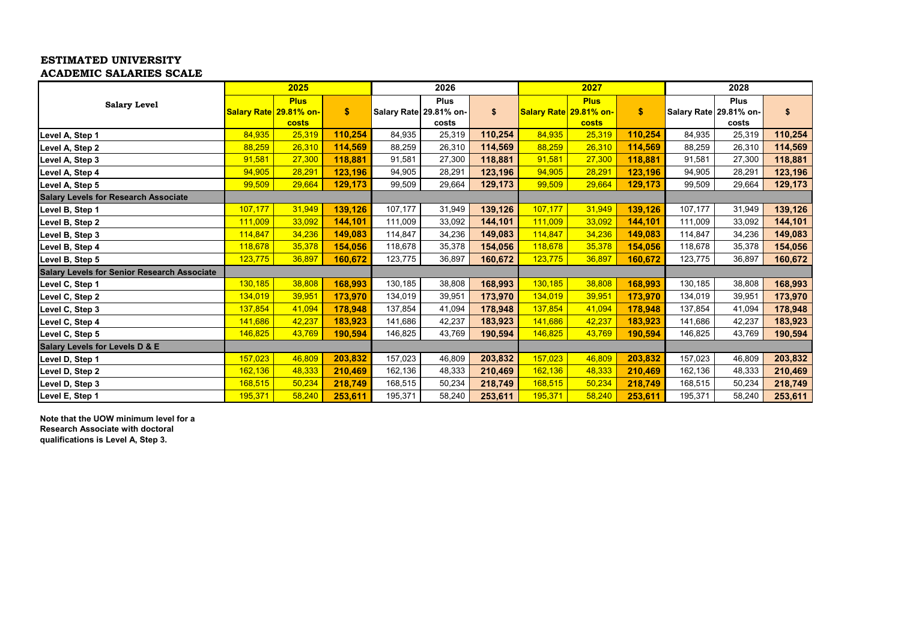**ESTIMATED UNIVERSITY**
**ACADEMIC SALARIES SCALE**

| Salary Level | 2025 | | | 2026 | | | 2027 | | | 2028 | | |
|---|---|---|---|---|---|---|---|---|---|---|---|---|
| | Salary Rate | Plus 29.81% on-costs | $ | Salary Rate | Plus 29.81% on-costs | $ | Salary Rate | Plus 29.81% on-costs | $ | Salary Rate | Plus 29.81% on-costs | $ |
| Level A, Step 1 | 84,935 | 25,319 | **110,254** | 84,935 | 25,319 | **110,254** | 84,935 | 25,319 | **110,254** | 84,935 | 25,319 | **110,254** |
| Level A, Step 2 | 88,259 | 26,310 | **114,569** | 88,259 | 26,310 | **114,569** | 88,259 | 26,310 | **114,569** | 88,259 | 26,310 | **114,569** |
| Level A, Step 3 | 91,581 | 27,300 | **118,881** | 91,581 | 27,300 | **118,881** | 91,581 | 27,300 | **118,881** | 91,581 | 27,300 | **118,881** |
| Level A, Step 4 | 94,905 | 28,291 | **123,196** | 94,905 | 28,291 | **123,196** | 94,905 | 28,291 | **123,196** | 94,905 | 28,291 | **123,196** |
| Level A, Step 5 | 99,509 | 29,664 | **129,173** | 99,509 | 29,664 | **129,173** | 99,509 | 29,664 | **129,173** | 99,509 | 29,664 | **129,173** |
| **Salary Levels for Research Associate** | | | | | | | | | | | | |
| Level B, Step 1 | 107,177 | 31,949 | **139,126** | 107,177 | 31,949 | **139,126** | 107,177 | 31,949 | **139,126** | 107,177 | 31,949 | **139,126** |
| Level B, Step 2 | 111,009 | 33,092 | **144,101** | 111,009 | 33,092 | **144,101** | 111,009 | 33,092 | **144,101** | 111,009 | 33,092 | **144,101** |
| Level B, Step 3 | 114,847 | 34,236 | **149,083** | 114,847 | 34,236 | **149,083** | 114,847 | 34,236 | **149,083** | 114,847 | 34,236 | **149,083** |
| Level B, Step 4 | 118,678 | 35,378 | **154,056** | 118,678 | 35,378 | **154,056** | 118,678 | 35,378 | **154,056** | 118,678 | 35,378 | **154,056** |
| Level B, Step 5 | 123,775 | 36,897 | **160,672** | 123,775 | 36,897 | **160,672** | 123,775 | 36,897 | **160,672** | 123,775 | 36,897 | **160,672** |
| **Salary Levels for Senior Research Associate** | | | | | | | | | | | | |
| Level C, Step 1 | 130,185 | 38,808 | **168,993** | 130,185 | 38,808 | **168,993** | 130,185 | 38,808 | **168,993** | 130,185 | 38,808 | **168,993** |
| Level C, Step 2 | 134,019 | 39,951 | **173,970** | 134,019 | 39,951 | **173,970** | 134,019 | 39,951 | **173,970** | 134,019 | 39,951 | **173,970** |
| Level C, Step 3 | 137,854 | 41,094 | **178,948** | 137,854 | 41,094 | **178,948** | 137,854 | 41,094 | **178,948** | 137,854 | 41,094 | **178,948** |
| Level C, Step 4 | 141,686 | 42,237 | **183,923** | 141,686 | 42,237 | **183,923** | 141,686 | 42,237 | **183,923** | 141,686 | 42,237 | **183,923** |
| Level C, Step 5 | 146,825 | 43,769 | **190,594** | 146,825 | 43,769 | **190,594** | 146,825 | 43,769 | **190,594** | 146,825 | 43,769 | **190,594** |
| **Salary Levels for Levels D & E** | | | | | | | | | | | | |
| Level D, Step 1 | 157,023 | 46,809 | **203,832** | 157,023 | 46,809 | **203,832** | 157,023 | 46,809 | **203,832** | 157,023 | 46,809 | **203,832** |
| Level D, Step 2 | 162,136 | 48,333 | **210,469** | 162,136 | 48,333 | **210,469** | 162,136 | 48,333 | **210,469** | 162,136 | 48,333 | **210,469** |
| Level D, Step 3 | 168,515 | 50,234 | **218,749** | 168,515 | 50,234 | **218,749** | 168,515 | 50,234 | **218,749** | 168,515 | 50,234 | **218,749** |
| Level E, Step 1 | 195,371 | 58,240 | **253,611** | 195,371 | 58,240 | **253,611** | 195,371 | 58,240 | **253,611** | 195,371 | 58,240 | **253,611** |

**Note that the UOW minimum level for a Research Associate with doctoral qualifications is Level A, Step 3.**